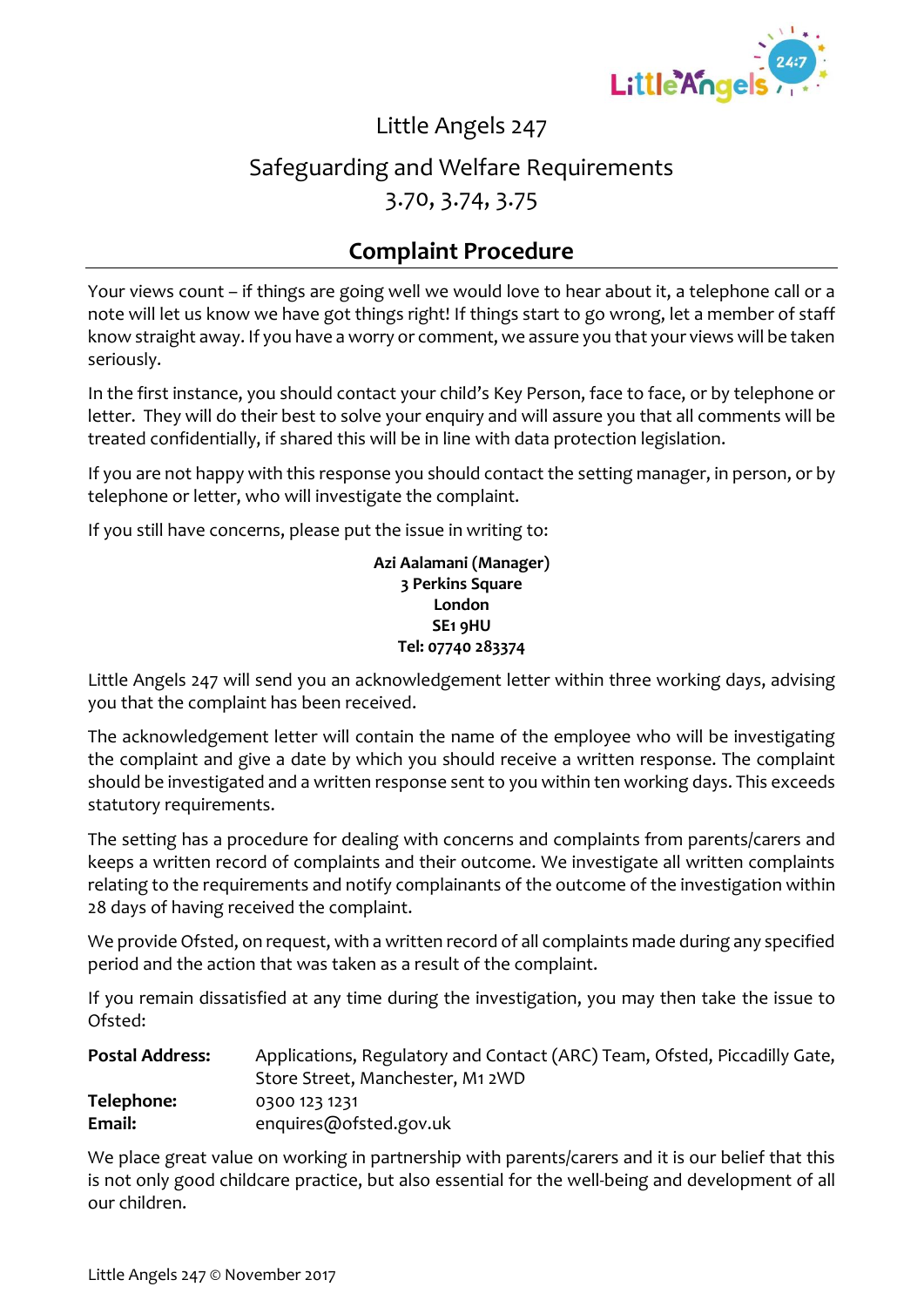# Little Angels 247

## Safeguarding and Welfare Requirements
## 3.70, 3.74, 3.75

## Complaint Procedure

Your views count – if things are going well we would love to hear about it, a telephone call or a note will let us know we have got things right! If things start to go wrong, let a member of staff know straight away. If you have a worry or comment, we assure you that your views will be taken seriously.

In the first instance, you should contact your child's Key Person, face to face, or by telephone or letter. They will do their best to solve your enquiry and will assure you that all comments will be treated confidentially, if shared this will be in line with data protection legislation.

If you are not happy with this response you should contact the setting manager, in person, or by telephone or letter, who will investigate the complaint.

If you still have concerns, please put the issue in writing to:

**Azi Aalamani (Manager)**
**3 Perkins Square**
**London**
**SE1 9HU**
**Tel: 07740 283374**

Little Angels 247 will send you an acknowledgement letter within three working days, advising you that the complaint has been received.

The acknowledgement letter will contain the name of the employee who will be investigating the complaint and give a date by which you should receive a written response. The complaint should be investigated and a written response sent to you within ten working days. This exceeds statutory requirements.

The setting has a procedure for dealing with concerns and complaints from parents/carers and keeps a written record of complaints and their outcome. We investigate all written complaints relating to the requirements and notify complainants of the outcome of the investigation within 28 days of having received the complaint.

We provide Ofsted, on request, with a written record of all complaints made during any specified period and the action that was taken as a result of the complaint.

If you remain dissatisfied at any time during the investigation, you may then take the issue to Ofsted:

**Postal Address:** Applications, Regulatory and Contact (ARC) Team, Ofsted, Piccadilly Gate, Store Street, Manchester, M1 2WD
**Telephone:** 0300 123 1231
**Email:** enquires@ofsted.gov.uk

We place great value on working in partnership with parents/carers and it is our belief that this is not only good childcare practice, but also essential for the well-being and development of all our children.

Little Angels 247 © November 2017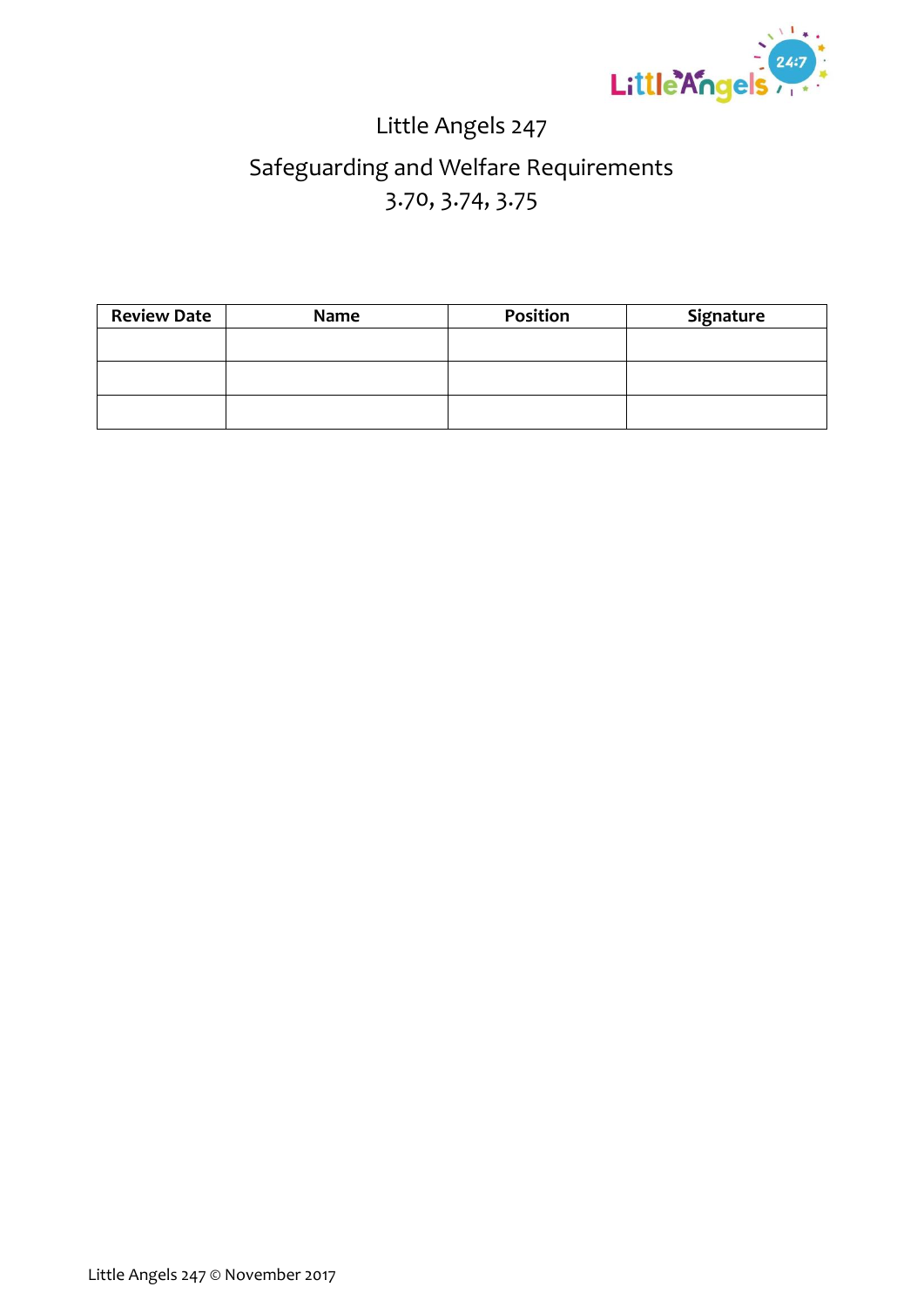Little Angels 247

Safeguarding and Welfare Requirements
3.70, 3.74, 3.75

| Review Date | Name | Position | Signature |
| --- | --- | --- | --- |
| | | | |
| | | | |
| | | | |

Little Angels 247 © November 2017